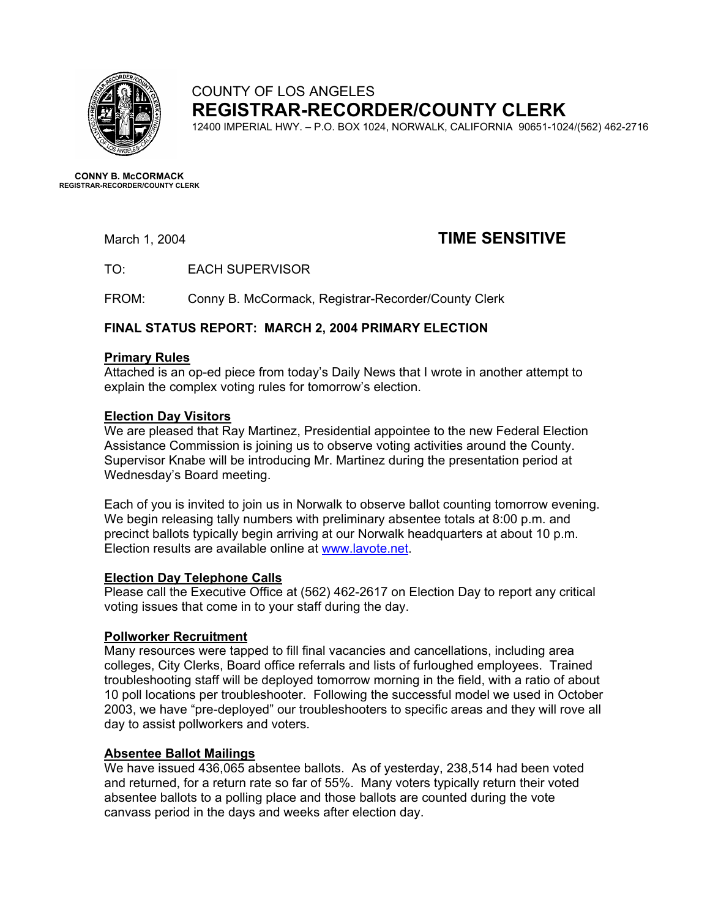COUNTY OF LOS ANGELES

**REGISTRAR-RECORDER/COUNTY CLERK**

12400 IMPERIAL HWY. – P.O. BOX 1024, NORWALK, CALIFORNIA 90651-1024/(562) 462-2716

**CONNY B. McCORMACK**
**REGISTRAR-RECORDER/COUNTY CLERK**

March 1, 2004 **TIME SENSITIVE**

TO: EACH SUPERVISOR

FROM: Conny B. McCormack, Registrar-Recorder/County Clerk

**FINAL STATUS REPORT: MARCH 2, 2004 PRIMARY ELECTION**

**Primary Rules**

Attached is an op-ed piece from today's Daily News that I wrote in another attempt to explain the complex voting rules for tomorrow's election.

**Election Day Visitors**

We are pleased that Ray Martinez, Presidential appointee to the new Federal Election Assistance Commission is joining us to observe voting activities around the County. Supervisor Knabe will be introducing Mr. Martinez during the presentation period at Wednesday's Board meeting.

Each of you is invited to join us in Norwalk to observe ballot counting tomorrow evening. We begin releasing tally numbers with preliminary absentee totals at 8:00 p.m. and precinct ballots typically begin arriving at our Norwalk headquarters at about 10 p.m. Election results are available online at www.lavote.net.

**Election Day Telephone Calls**

Please call the Executive Office at (562) 462-2617 on Election Day to report any critical voting issues that come in to your staff during the day.

**Pollworker Recruitment**

Many resources were tapped to fill final vacancies and cancellations, including area colleges, City Clerks, Board office referrals and lists of furloughed employees. Trained troubleshooting staff will be deployed tomorrow morning in the field, with a ratio of about 10 poll locations per troubleshooter. Following the successful model we used in October 2003, we have "pre-deployed" our troubleshooters to specific areas and they will rove all day to assist pollworkers and voters.

**Absentee Ballot Mailings**

We have issued 436,065 absentee ballots. As of yesterday, 238,514 had been voted and returned, for a return rate so far of 55%. Many voters typically return their voted absentee ballots to a polling place and those ballots are counted during the vote canvass period in the days and weeks after election day.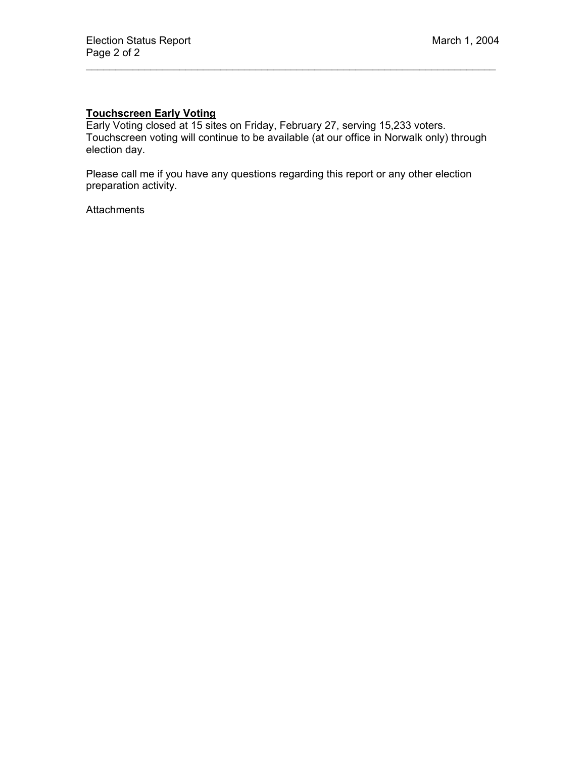**Touchscreen Early Voting**

Early Voting closed at 15 sites on Friday, February 27, serving 15,233 voters. Touchscreen voting will continue to be available (at our office in Norwalk only) through election day.

Please call me if you have any questions regarding this report or any other election preparation activity.

Attachments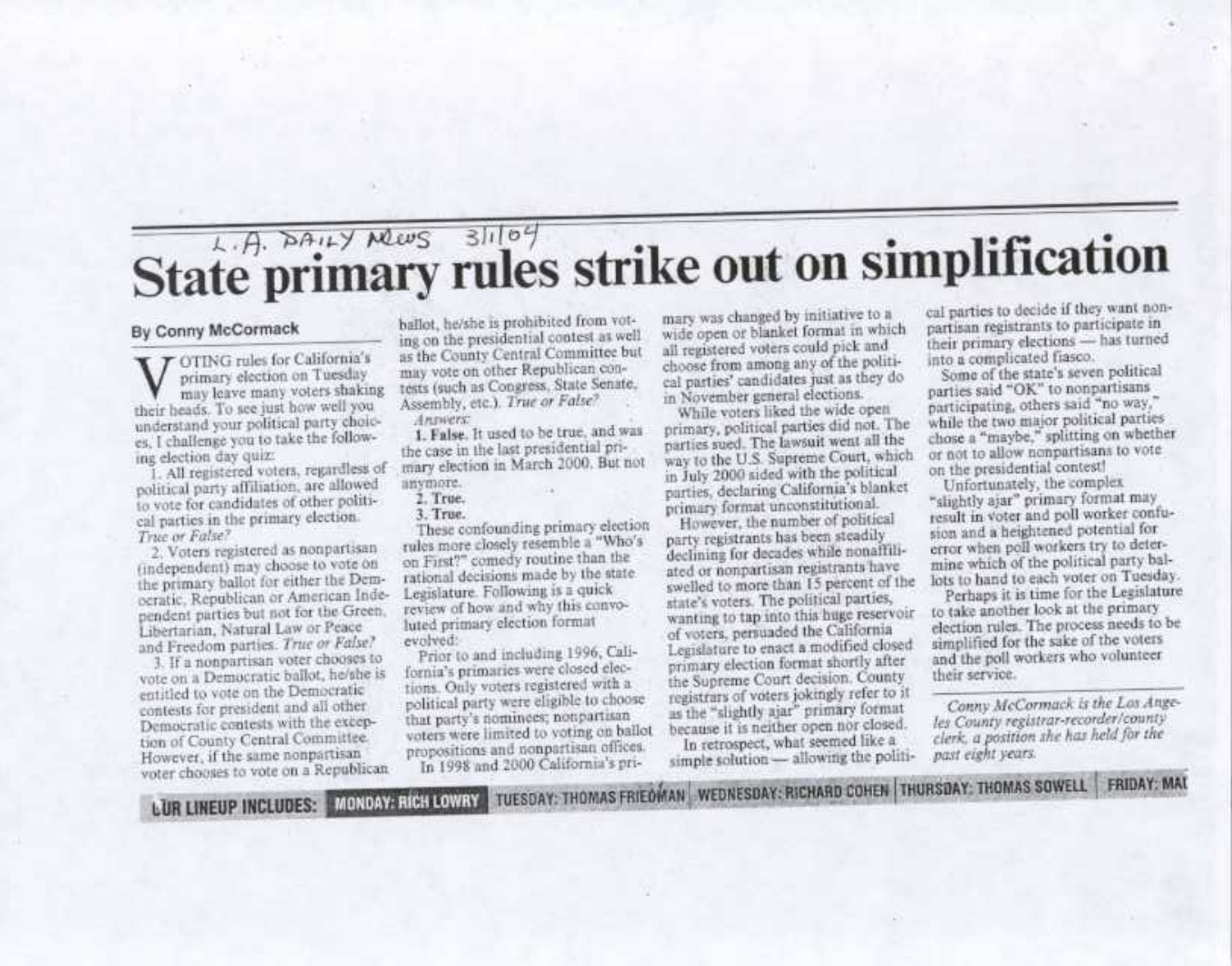L.A. DAILY NEWS 3/1/04

# State primary rules strike out on simplification

**By Conny McCormack**

VOTING rules for California's primary election on Tuesday may leave many voters shaking their heads. To see just how well you understand your political party choices, I challenge you to take the following election day quiz:

1. All registered voters, regardless of political party affiliation, are allowed to vote for candidates of other political parties in the primary election. *True or False?*

2. Voters registered as nonpartisan (independent) may choose to vote on the primary ballot for either the Democratic, Republican or American Independent parties but not for the Green, Libertarian, Natural Law or Peace and Freedom parties. *True or False?*

3. If a nonpartisan voter chooses to vote on a Democratic ballot, he/she is entitled to vote on the Democratic contests for president and all other Democratic contests with the exception of County Central Committee. However, if the same nonpartisan voter chooses to vote on a Republican ballot, he/she is prohibited from voting on the presidential contest as well as the County Central Committee but may vote on other Republican contests (such as Congress, State Senate, Assembly, etc.). *True or False?*

*Answers:*

**1. False.** It used to be true, and was the case in the last presidential primary election in March 2000. But not anymore.

**2. True.**

**3. True.**

These confounding primary election rules more closely resemble a "Who's on First?" comedy routine than the rational decisions made by the state Legislature. Following is a quick review of how and why this convoluted primary election format evolved:

Prior to and including 1996, California's primaries were closed elections. Only voters registered with a political party were eligible to choose that party's nominees; nonpartisan voters were limited to voting on ballot propositions and nonpartisan offices.

In 1998 and 2000 California's primary was changed by initiative to a wide open or blanket format in which all registered voters could pick and choose from among any of the political parties' candidates just as they do in November general elections.

While voters liked the wide open primary, political parties did not. The parties sued. The lawsuit went all the way to the U.S. Supreme Court, which in July 2000 sided with the political parties, declaring California's blanket primary format unconstitutional.

However, the number of political party registrants has been steadily declining for decades while nonaffiliated or nonpartisan registrants have swelled to more than 15 percent of the state's voters. The political parties, wanting to tap into this huge reservoir of voters, persuaded the California Legislature to enact a modified closed primary election format shortly after the Supreme Court decision. County registrars of voters jokingly refer to it as the "slightly ajar" primary format because it is neither open nor closed.

In retrospect, what seemed like a simple solution — allowing the political parties to decide if they want nonpartisan registrants to participate in their primary elections — has turned into a complicated fiasco.

Some of the state's seven political parties said "OK" to nonpartisans participating, others said "no way," while the two major political parties chose a "maybe," splitting on whether or not to allow nonpartisans to vote on the presidential contest!

Unfortunately, the complex "slightly ajar" primary format may result in voter and poll worker confusion and a heightened potential for error when poll workers try to determine which of the political party ballots to hand to each voter on Tuesday.

Perhaps it is time for the Legislature to take another look at the primary election rules. The process needs to be simplified for the sake of the voters and the poll workers who volunteer their service.

*Conny McCormack is the Los Angeles County registrar-recorder/county clerk, a position she has held for the past eight years.*

OUR LINEUP INCLUDES: MONDAY: RICH LOWRY | TUESDAY: THOMAS FRIEDMAN | WEDNESDAY: RICHARD COHEN | THURSDAY: THOMAS SOWELL | FRIDAY: MA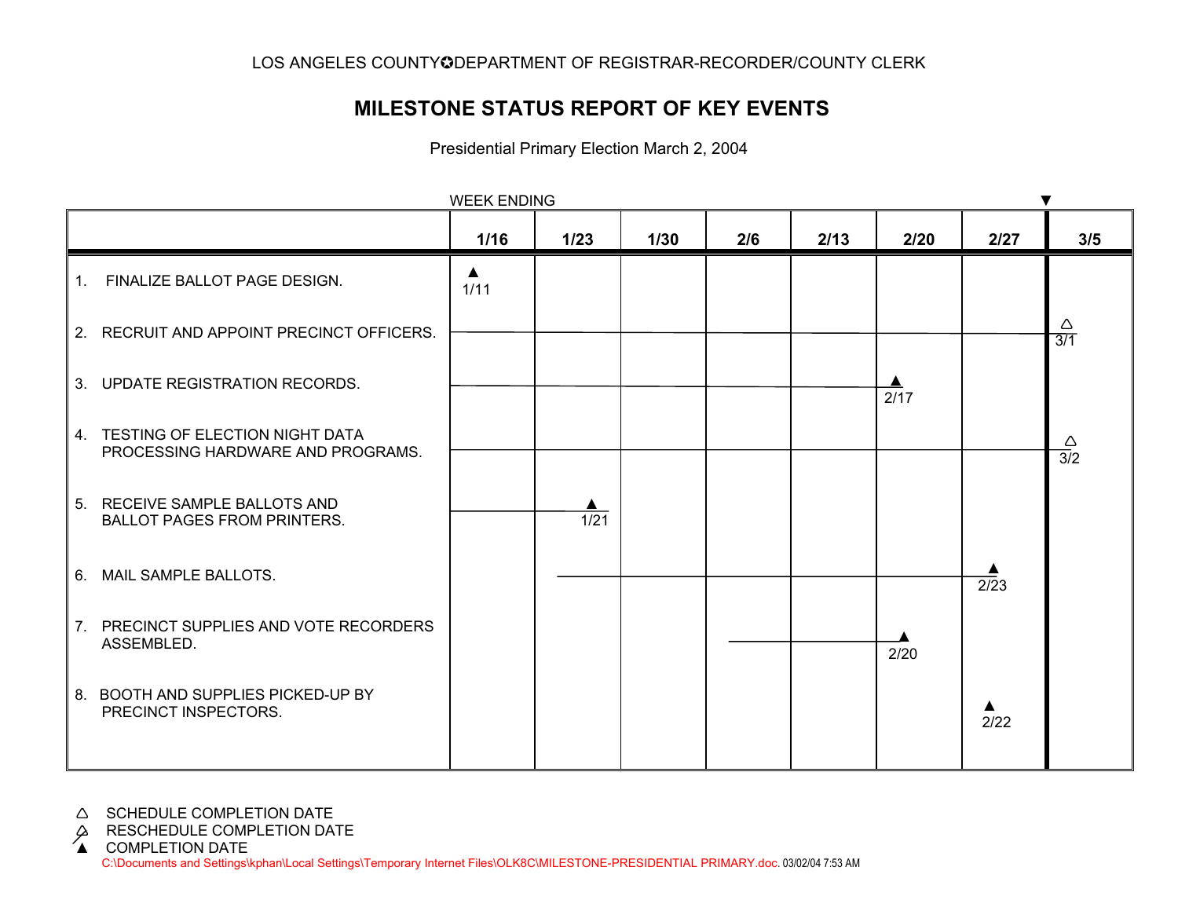LOS ANGELES COUNTY✪DEPARTMENT OF REGISTRAR-RECORDER/COUNTY CLERK

# MILESTONE STATUS REPORT OF KEY EVENTS

Presidential Primary Election March 2, 2004

WEEK ENDING ▼

| | 1/16 | 1/23 | 1/30 | 2/6 | 2/13 | 2/20 | 2/27 | 3/5 |
|---|---|---|---|---|---|---|---|---|
| 1. FINALIZE BALLOT PAGE DESIGN. | ▲ 1/11 | | | | | | | |
| 2. RECRUIT AND APPOINT PRECINCT OFFICERS. | | | | | | | | △ 3/1 |
| 3. UPDATE REGISTRATION RECORDS. | | | | | | ▲ 2/17 | | |
| 4. TESTING OF ELECTION NIGHT DATA PROCESSING HARDWARE AND PROGRAMS. | | | | | | | | △ 3/2 |
| 5. RECEIVE SAMPLE BALLOTS AND BALLOT PAGES FROM PRINTERS. | | ▲ 1/21 | | | | | | |
| 6. MAIL SAMPLE BALLOTS. | | | | | | | ▲ 2/23 | |
| 7. PRECINCT SUPPLIES AND VOTE RECORDERS ASSEMBLED. | | | | | | ▲ 2/20 | | |
| 8. BOOTH AND SUPPLIES PICKED-UP BY PRECINCT INSPECTORS. | | | | | | | ▲ 2/22 | |

△ SCHEDULE COMPLETION DATE

△ RESCHEDULE COMPLETION DATE

▲ COMPLETION DATE

C:\Documents and Settings\kphan\Local Settings\Temporary Internet Files\OLK8C\MILESTONE-PRESIDENTIAL PRIMARY.doc. 03/02/04 7:53 AM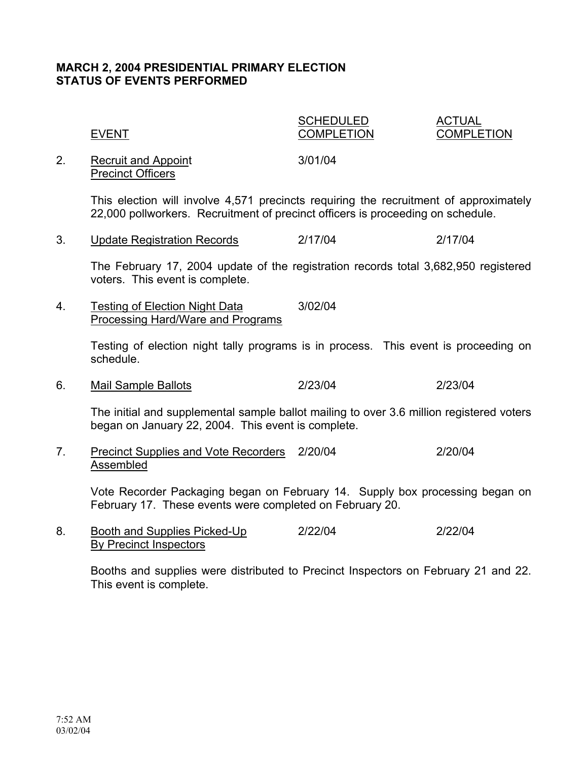**MARCH 2, 2004 PRESIDENTIAL PRIMARY ELECTION**
**STATUS OF EVENTS PERFORMED**

| | EVENT | SCHEDULED COMPLETION | ACTUAL COMPLETION |
|---|---|---|---|
| 2. | Recruit and Appoint Precinct Officers | 3/01/04 | |

This election will involve 4,571 precincts requiring the recruitment of approximately 22,000 pollworkers. Recruitment of precinct officers is proceeding on schedule.

| | | | |
|---|---|---|---|
| 3. | Update Registration Records | 2/17/04 | 2/17/04 |

The February 17, 2004 update of the registration records total 3,682,950 registered voters. This event is complete.

| | | | |
|---|---|---|---|
| 4. | Testing of Election Night Data Processing Hard/Ware and Programs | 3/02/04 | |

Testing of election night tally programs is in process. This event is proceeding on schedule.

| | | | |
|---|---|---|---|
| 6. | Mail Sample Ballots | 2/23/04 | 2/23/04 |

The initial and supplemental sample ballot mailing to over 3.6 million registered voters began on January 22, 2004. This event is complete.

| | | | |
|---|---|---|---|
| 7. | Precinct Supplies and Vote Recorders Assembled | 2/20/04 | 2/20/04 |

Vote Recorder Packaging began on February 14. Supply box processing began on February 17. These events were completed on February 20.

| | | | |
|---|---|---|---|
| 8. | Booth and Supplies Picked-Up By Precinct Inspectors | 2/22/04 | 2/22/04 |

Booths and supplies were distributed to Precinct Inspectors on February 21 and 22. This event is complete.

7:52 AM
03/02/04